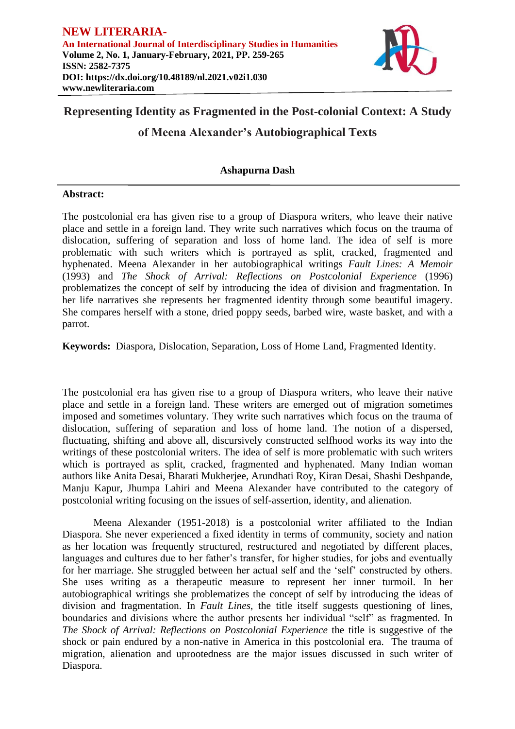**NEW LITERARIA-**
**An International Journal of Interdisciplinary Studies in Humanities**
**Volume 2, No. 1, January-February, 2021, PP. 259-265**
**ISSN: 2582-7375**
**DOI: https://dx.doi.org/10.48189/nl.2021.v02i1.030**
**www.newliteraria.com**

# Representing Identity as Fragmented in the Post-colonial Context: A Study of Meena Alexander's Autobiographical Texts

**Ashapurna Dash**

**Abstract:**

The postcolonial era has given rise to a group of Diaspora writers, who leave their native place and settle in a foreign land. They write such narratives which focus on the trauma of dislocation, suffering of separation and loss of home land. The idea of self is more problematic with such writers which is portrayed as split, cracked, fragmented and hyphenated. Meena Alexander in her autobiographical writings *Fault Lines: A Memoir* (1993) and *The Shock of Arrival: Reflections on Postcolonial Experience* (1996) problematizes the concept of self by introducing the idea of division and fragmentation. In her life narratives she represents her fragmented identity through some beautiful imagery. She compares herself with a stone, dried poppy seeds, barbed wire, waste basket, and with a parrot.

**Keywords:** Diaspora, Dislocation, Separation, Loss of Home Land, Fragmented Identity.

The postcolonial era has given rise to a group of Diaspora writers, who leave their native place and settle in a foreign land. These writers are emerged out of migration sometimes imposed and sometimes voluntary. They write such narratives which focus on the trauma of dislocation, suffering of separation and loss of home land. The notion of a dispersed, fluctuating, shifting and above all, discursively constructed selfhood works its way into the writings of these postcolonial writers. The idea of self is more problematic with such writers which is portrayed as split, cracked, fragmented and hyphenated. Many Indian woman authors like Anita Desai, Bharati Mukherjee, Arundhati Roy, Kiran Desai, Shashi Deshpande, Manju Kapur, Jhumpa Lahiri and Meena Alexander have contributed to the category of postcolonial writing focusing on the issues of self-assertion, identity, and alienation.

Meena Alexander (1951-2018) is a postcolonial writer affiliated to the Indian Diaspora. She never experienced a fixed identity in terms of community, society and nation as her location was frequently structured, restructured and negotiated by different places, languages and cultures due to her father's transfer, for higher studies, for jobs and eventually for her marriage. She struggled between her actual self and the 'self' constructed by others. She uses writing as a therapeutic measure to represent her inner turmoil. In her autobiographical writings she problematizes the concept of self by introducing the ideas of division and fragmentation. In *Fault Lines*, the title itself suggests questioning of lines, boundaries and divisions where the author presents her individual "self" as fragmented. In *The Shock of Arrival: Reflections on Postcolonial Experience* the title is suggestive of the shock or pain endured by a non-native in America in this postcolonial era. The trauma of migration, alienation and uprootedness are the major issues discussed in such writer of Diaspora.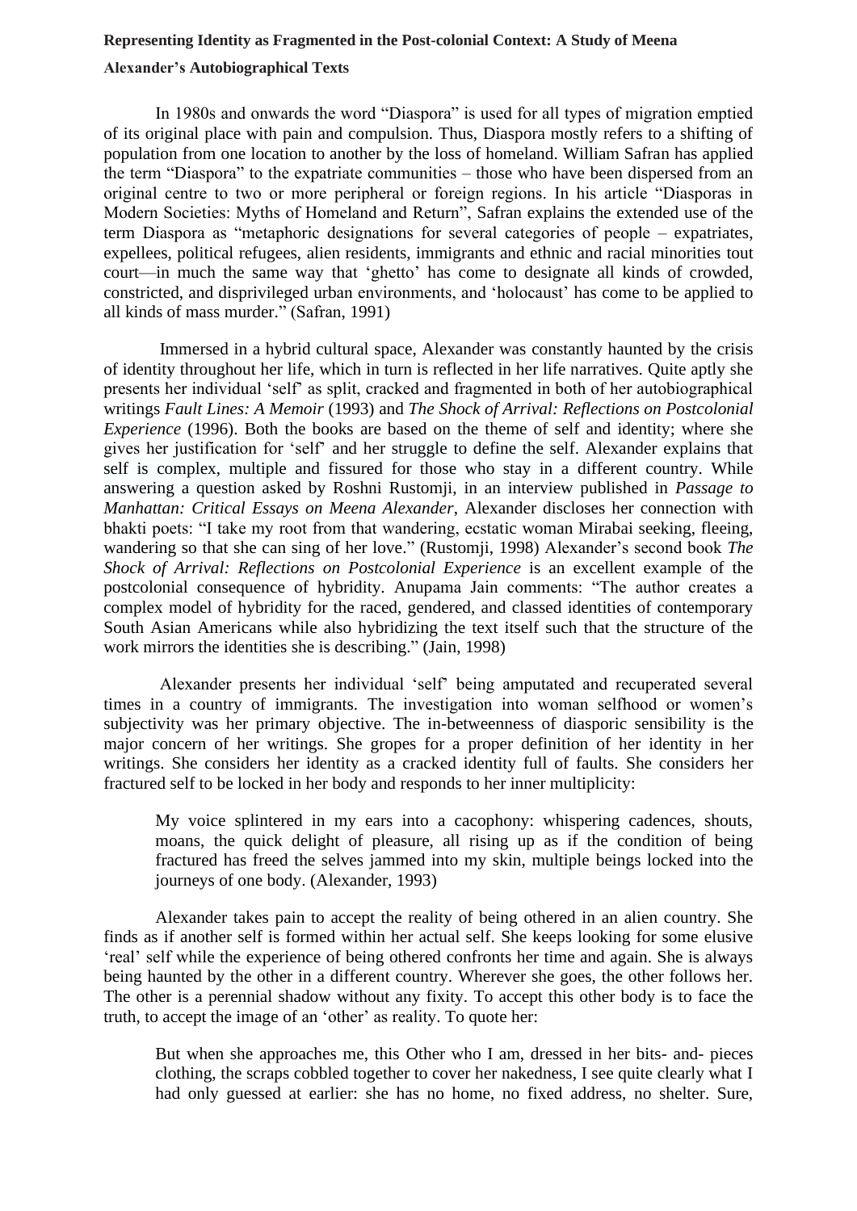**Representing Identity as Fragmented in the Post-colonial Context: A Study of Meena Alexander's Autobiographical Texts**

In 1980s and onwards the word "Diaspora" is used for all types of migration emptied of its original place with pain and compulsion. Thus, Diaspora mostly refers to a shifting of population from one location to another by the loss of homeland. William Safran has applied the term "Diaspora" to the expatriate communities – those who have been dispersed from an original centre to two or more peripheral or foreign regions. In his article "Diasporas in Modern Societies: Myths of Homeland and Return", Safran explains the extended use of the term Diaspora as "metaphoric designations for several categories of people – expatriates, expellees, political refugees, alien residents, immigrants and ethnic and racial minorities tout court—in much the same way that 'ghetto' has come to designate all kinds of crowded, constricted, and disprivileged urban environments, and 'holocaust' has come to be applied to all kinds of mass murder." (Safran, 1991)

Immersed in a hybrid cultural space, Alexander was constantly haunted by the crisis of identity throughout her life, which in turn is reflected in her life narratives. Quite aptly she presents her individual 'self' as split, cracked and fragmented in both of her autobiographical writings *Fault Lines: A Memoir* (1993) and *The Shock of Arrival: Reflections on Postcolonial Experience* (1996). Both the books are based on the theme of self and identity; where she gives her justification for 'self' and her struggle to define the self. Alexander explains that self is complex, multiple and fissured for those who stay in a different country. While answering a question asked by Roshni Rustomji, in an interview published in *Passage to Manhattan: Critical Essays on Meena Alexander*, Alexander discloses her connection with bhakti poets: "I take my root from that wandering, ecstatic woman Mirabai seeking, fleeing, wandering so that she can sing of her love." (Rustomji, 1998) Alexander's second book *The Shock of Arrival: Reflections on Postcolonial Experience* is an excellent example of the postcolonial consequence of hybridity. Anupama Jain comments: "The author creates a complex model of hybridity for the raced, gendered, and classed identities of contemporary South Asian Americans while also hybridizing the text itself such that the structure of the work mirrors the identities she is describing." (Jain, 1998)

Alexander presents her individual 'self' being amputated and recuperated several times in a country of immigrants. The investigation into woman selfhood or women's subjectivity was her primary objective. The in-betweenness of diasporic sensibility is the major concern of her writings. She gropes for a proper definition of her identity in her writings. She considers her identity as a cracked identity full of faults. She considers her fractured self to be locked in her body and responds to her inner multiplicity:

> My voice splintered in my ears into a cacophony: whispering cadences, shouts, moans, the quick delight of pleasure, all rising up as if the condition of being fractured has freed the selves jammed into my skin, multiple beings locked into the journeys of one body. (Alexander, 1993)

Alexander takes pain to accept the reality of being othered in an alien country. She finds as if another self is formed within her actual self. She keeps looking for some elusive 'real' self while the experience of being othered confronts her time and again. She is always being haunted by the other in a different country. Wherever she goes, the other follows her. The other is a perennial shadow without any fixity. To accept this other body is to face the truth, to accept the image of an 'other' as reality. To quote her:

> But when she approaches me, this Other who I am, dressed in her bits- and- pieces clothing, the scraps cobbled together to cover her nakedness, I see quite clearly what I had only guessed at earlier: she has no home, no fixed address, no shelter. Sure,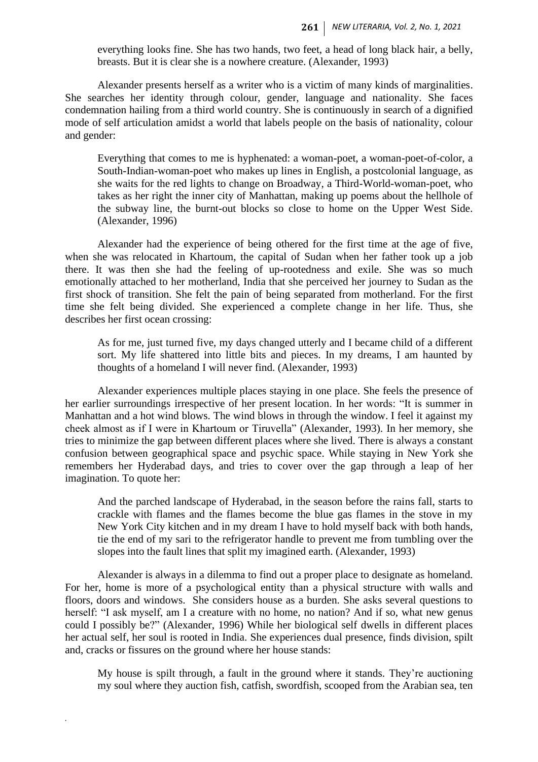everything looks fine. She has two hands, two feet, a head of long black hair, a belly, breasts. But it is clear she is a nowhere creature. (Alexander, 1993)

Alexander presents herself as a writer who is a victim of many kinds of marginalities. She searches her identity through colour, gender, language and nationality. She faces condemnation hailing from a third world country. She is continuously in search of a dignified mode of self articulation amidst a world that labels people on the basis of nationality, colour and gender:

> Everything that comes to me is hyphenated: a woman-poet, a woman-poet-of-color, a South-Indian-woman-poet who makes up lines in English, a postcolonial language, as she waits for the red lights to change on Broadway, a Third-World-woman-poet, who takes as her right the inner city of Manhattan, making up poems about the hellhole of the subway line, the burnt-out blocks so close to home on the Upper West Side. (Alexander, 1996)

Alexander had the experience of being othered for the first time at the age of five, when she was relocated in Khartoum, the capital of Sudan when her father took up a job there. It was then she had the feeling of up-rootedness and exile. She was so much emotionally attached to her motherland, India that she perceived her journey to Sudan as the first shock of transition. She felt the pain of being separated from motherland. For the first time she felt being divided. She experienced a complete change in her life. Thus, she describes her first ocean crossing:

> As for me, just turned five, my days changed utterly and I became child of a different sort. My life shattered into little bits and pieces. In my dreams, I am haunted by thoughts of a homeland I will never find. (Alexander, 1993)

Alexander experiences multiple places staying in one place. She feels the presence of her earlier surroundings irrespective of her present location. In her words: "It is summer in Manhattan and a hot wind blows. The wind blows in through the window. I feel it against my cheek almost as if I were in Khartoum or Tiruvella" (Alexander, 1993). In her memory, she tries to minimize the gap between different places where she lived. There is always a constant confusion between geographical space and psychic space. While staying in New York she remembers her Hyderabad days, and tries to cover over the gap through a leap of her imagination. To quote her:

> And the parched landscape of Hyderabad, in the season before the rains fall, starts to crackle with flames and the flames become the blue gas flames in the stove in my New York City kitchen and in my dream I have to hold myself back with both hands, tie the end of my sari to the refrigerator handle to prevent me from tumbling over the slopes into the fault lines that split my imagined earth. (Alexander, 1993)

Alexander is always in a dilemma to find out a proper place to designate as homeland. For her, home is more of a psychological entity than a physical structure with walls and floors, doors and windows. She considers house as a burden. She asks several questions to herself: "I ask myself, am I a creature with no home, no nation? And if so, what new genus could I possibly be?" (Alexander, 1996) While her biological self dwells in different places her actual self, her soul is rooted in India. She experiences dual presence, finds division, spilt and, cracks or fissures on the ground where her house stands:

> My house is spilt through, a fault in the ground where it stands. They're auctioning my soul where they auction fish, catfish, swordfish, scooped from the Arabian sea, ten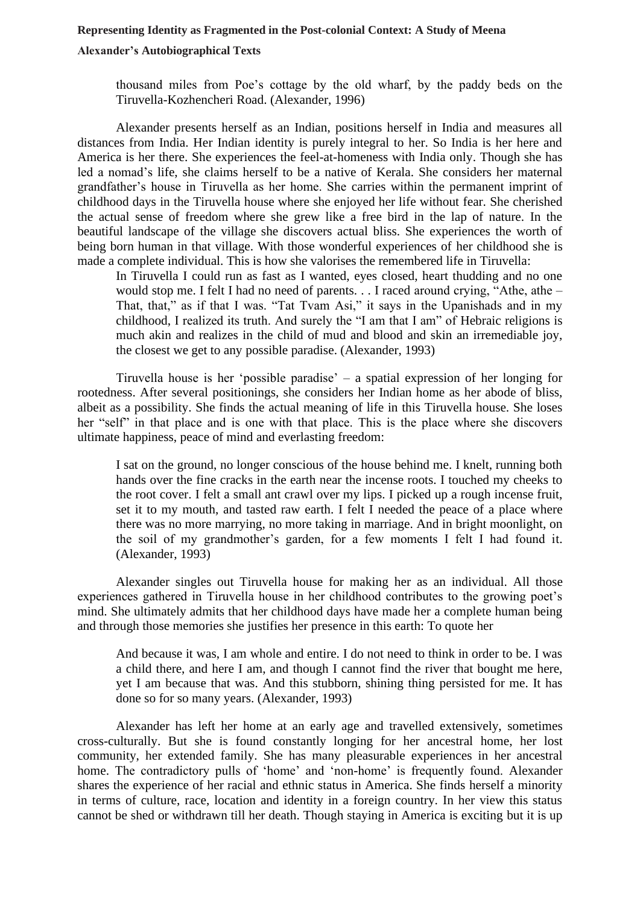> thousand miles from Poe's cottage by the old wharf, by the paddy beds on the Tiruvella-Kozhencheri Road. (Alexander, 1996)

Alexander presents herself as an Indian, positions herself in India and measures all distances from India. Her Indian identity is purely integral to her. So India is her here and America is her there. She experiences the feel-at-homeness with India only. Though she has led a nomad's life, she claims herself to be a native of Kerala. She considers her maternal grandfather's house in Tiruvella as her home. She carries within the permanent imprint of childhood days in the Tiruvella house where she enjoyed her life without fear. She cherished the actual sense of freedom where she grew like a free bird in the lap of nature. In the beautiful landscape of the village she discovers actual bliss. She experiences the worth of being born human in that village. With those wonderful experiences of her childhood she is made a complete individual. This is how she valorises the remembered life in Tiruvella:

> In Tiruvella I could run as fast as I wanted, eyes closed, heart thudding and no one would stop me. I felt I had no need of parents. . . I raced around crying, "Athe, athe – That, that," as if that I was. "Tat Tvam Asi," it says in the Upanishads and in my childhood, I realized its truth. And surely the "I am that I am" of Hebraic religions is much akin and realizes in the child of mud and blood and skin an irremediable joy, the closest we get to any possible paradise. (Alexander, 1993)

Tiruvella house is her 'possible paradise' – a spatial expression of her longing for rootedness. After several positionings, she considers her Indian home as her abode of bliss, albeit as a possibility. She finds the actual meaning of life in this Tiruvella house. She loses her "self" in that place and is one with that place. This is the place where she discovers ultimate happiness, peace of mind and everlasting freedom:

> I sat on the ground, no longer conscious of the house behind me. I knelt, running both hands over the fine cracks in the earth near the incense roots. I touched my cheeks to the root cover. I felt a small ant crawl over my lips. I picked up a rough incense fruit, set it to my mouth, and tasted raw earth. I felt I needed the peace of a place where there was no more marrying, no more taking in marriage. And in bright moonlight, on the soil of my grandmother's garden, for a few moments I felt I had found it. (Alexander, 1993)

Alexander singles out Tiruvella house for making her as an individual. All those experiences gathered in Tiruvella house in her childhood contributes to the growing poet's mind. She ultimately admits that her childhood days have made her a complete human being and through those memories she justifies her presence in this earth: To quote her

> And because it was, I am whole and entire. I do not need to think in order to be. I was a child there, and here I am, and though I cannot find the river that bought me here, yet I am because that was. And this stubborn, shining thing persisted for me. It has done so for so many years. (Alexander, 1993)

Alexander has left her home at an early age and travelled extensively, sometimes cross-culturally. But she is found constantly longing for her ancestral home, her lost community, her extended family. She has many pleasurable experiences in her ancestral home. The contradictory pulls of 'home' and 'non-home' is frequently found. Alexander shares the experience of her racial and ethnic status in America. She finds herself a minority in terms of culture, race, location and identity in a foreign country. In her view this status cannot be shed or withdrawn till her death. Though staying in America is exciting but it is up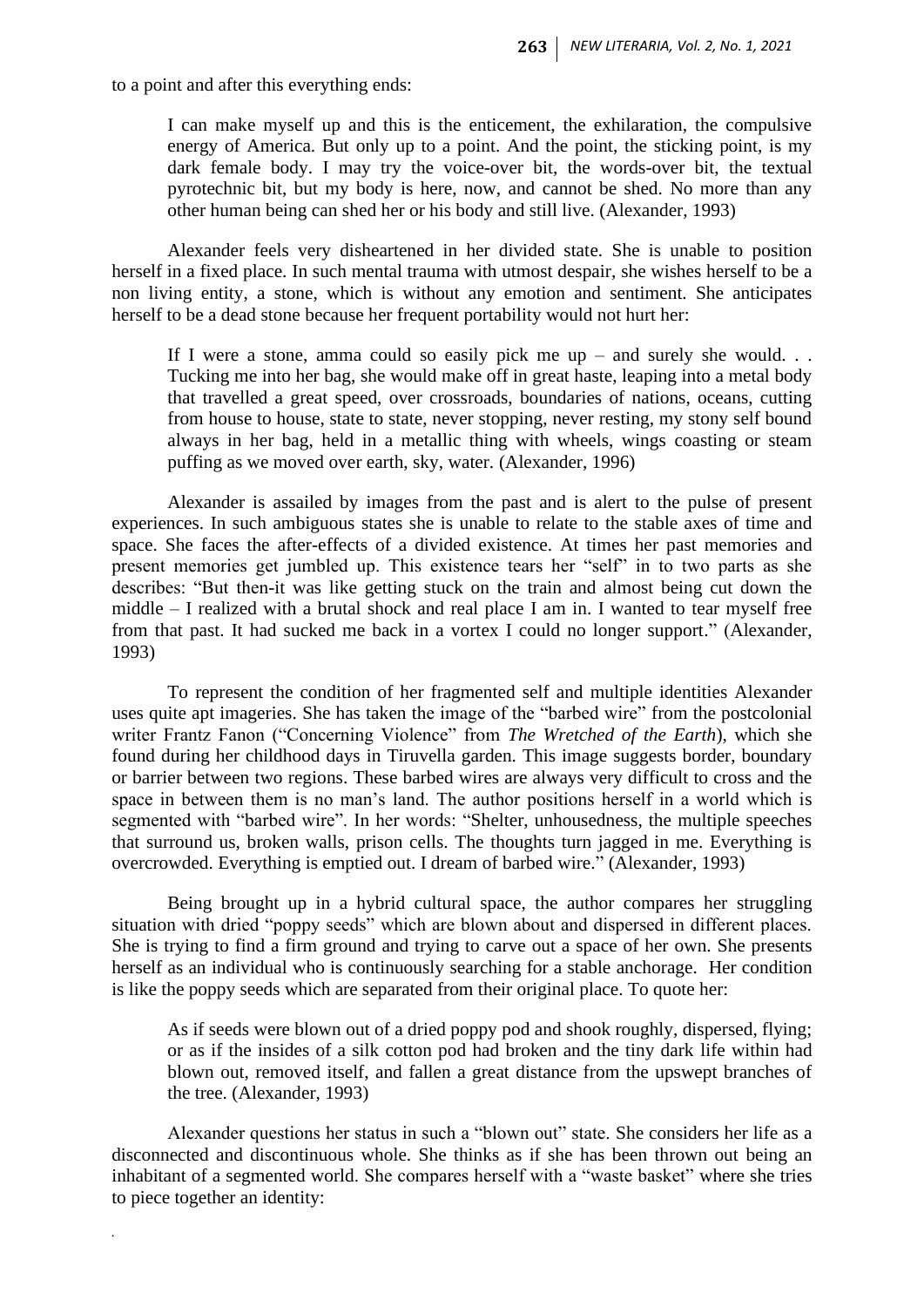to a point and after this everything ends:

> I can make myself up and this is the enticement, the exhilaration, the compulsive energy of America. But only up to a point. And the point, the sticking point, is my dark female body. I may try the voice-over bit, the words-over bit, the textual pyrotechnic bit, but my body is here, now, and cannot be shed. No more than any other human being can shed her or his body and still live. (Alexander, 1993)

Alexander feels very disheartened in her divided state. She is unable to position herself in a fixed place. In such mental trauma with utmost despair, she wishes herself to be a non living entity, a stone, which is without any emotion and sentiment. She anticipates herself to be a dead stone because her frequent portability would not hurt her:

> If I were a stone, amma could so easily pick me up – and surely she would. . . Tucking me into her bag, she would make off in great haste, leaping into a metal body that travelled a great speed, over crossroads, boundaries of nations, oceans, cutting from house to house, state to state, never stopping, never resting, my stony self bound always in her bag, held in a metallic thing with wheels, wings coasting or steam puffing as we moved over earth, sky, water. (Alexander, 1996)

Alexander is assailed by images from the past and is alert to the pulse of present experiences. In such ambiguous states she is unable to relate to the stable axes of time and space. She faces the after-effects of a divided existence. At times her past memories and present memories get jumbled up. This existence tears her "self" in to two parts as she describes: "But then-it was like getting stuck on the train and almost being cut down the middle – I realized with a brutal shock and real place I am in. I wanted to tear myself free from that past. It had sucked me back in a vortex I could no longer support." (Alexander, 1993)

To represent the condition of her fragmented self and multiple identities Alexander uses quite apt imageries. She has taken the image of the "barbed wire" from the postcolonial writer Frantz Fanon ("Concerning Violence" from *The Wretched of the Earth*), which she found during her childhood days in Tiruvella garden. This image suggests border, boundary or barrier between two regions. These barbed wires are always very difficult to cross and the space in between them is no man's land. The author positions herself in a world which is segmented with "barbed wire". In her words: "Shelter, unhousedness, the multiple speeches that surround us, broken walls, prison cells. The thoughts turn jagged in me. Everything is overcrowded. Everything is emptied out. I dream of barbed wire." (Alexander, 1993)

Being brought up in a hybrid cultural space, the author compares her struggling situation with dried "poppy seeds" which are blown about and dispersed in different places. She is trying to find a firm ground and trying to carve out a space of her own. She presents herself as an individual who is continuously searching for a stable anchorage. Her condition is like the poppy seeds which are separated from their original place. To quote her:

> As if seeds were blown out of a dried poppy pod and shook roughly, dispersed, flying; or as if the insides of a silk cotton pod had broken and the tiny dark life within had blown out, removed itself, and fallen a great distance from the upswept branches of the tree. (Alexander, 1993)

Alexander questions her status in such a "blown out" state. She considers her life as a disconnected and discontinuous whole. She thinks as if she has been thrown out being an inhabitant of a segmented world. She compares herself with a "waste basket" where she tries to piece together an identity: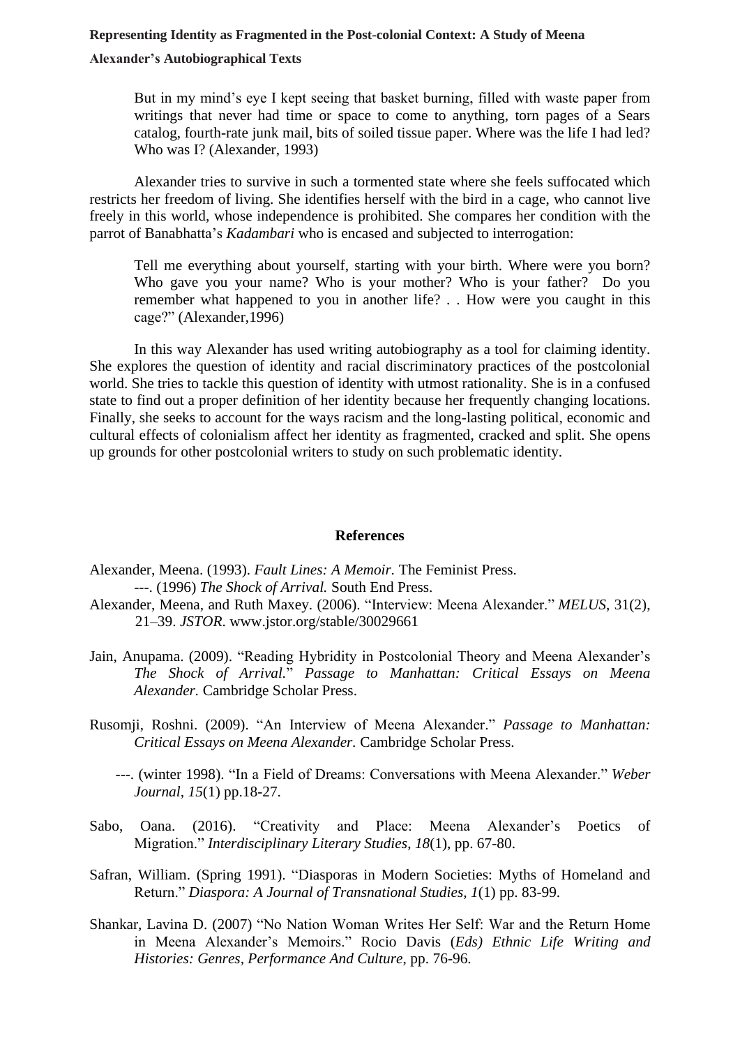> But in my mind's eye I kept seeing that basket burning, filled with waste paper from writings that never had time or space to come to anything, torn pages of a Sears catalog, fourth-rate junk mail, bits of soiled tissue paper. Where was the life I had led? Who was I? (Alexander, 1993)

Alexander tries to survive in such a tormented state where she feels suffocated which restricts her freedom of living. She identifies herself with the bird in a cage, who cannot live freely in this world, whose independence is prohibited. She compares her condition with the parrot of Banabhatta's *Kadambari* who is encased and subjected to interrogation:

> Tell me everything about yourself, starting with your birth. Where were you born? Who gave you your name? Who is your mother? Who is your father? Do you remember what happened to you in another life? . . How were you caught in this cage?" (Alexander,1996)

In this way Alexander has used writing autobiography as a tool for claiming identity. She explores the question of identity and racial discriminatory practices of the postcolonial world. She tries to tackle this question of identity with utmost rationality. She is in a confused state to find out a proper definition of her identity because her frequently changing locations. Finally, she seeks to account for the ways racism and the long-lasting political, economic and cultural effects of colonialism affect her identity as fragmented, cracked and split. She opens up grounds for other postcolonial writers to study on such problematic identity.

## References

Alexander, Meena. (1993). *Fault Lines: A Memoir.* The Feminist Press.
---. (1996) *The Shock of Arrival.* South End Press.

Alexander, Meena, and Ruth Maxey. (2006). "Interview: Meena Alexander." *MELUS*, 31(2), 21–39. *JSTOR*. www.jstor.org/stable/30029661

Jain, Anupama. (2009). "Reading Hybridity in Postcolonial Theory and Meena Alexander's *The Shock of Arrival.*" *Passage to Manhattan: Critical Essays on Meena Alexander.* Cambridge Scholar Press.

Rusomji, Roshni. (2009). "An Interview of Meena Alexander." *Passage to Manhattan: Critical Essays on Meena Alexander.* Cambridge Scholar Press.

---. (winter 1998). "In a Field of Dreams: Conversations with Meena Alexander." *Weber Journal*, *15*(1) pp.18-27.

Sabo, Oana. (2016). "Creativity and Place: Meena Alexander's Poetics of Migration." *Interdisciplinary Literary Studies, 18*(1), pp. 67-80.

Safran, William. (Spring 1991). "Diasporas in Modern Societies: Myths of Homeland and Return." *Diaspora: A Journal of Transnational Studies, 1*(1) pp. 83-99.

Shankar, Lavina D. (2007) "No Nation Woman Writes Her Self: War and the Return Home in Meena Alexander's Memoirs." Rocio Davis (*Eds) Ethnic Life Writing and Histories: Genres, Performance And Culture*, pp. 76-96.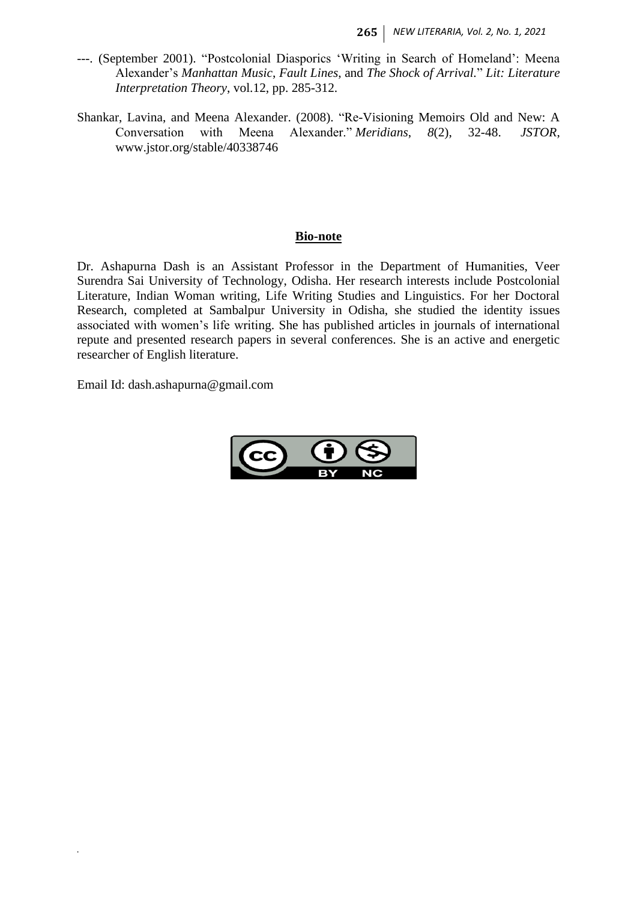---. (September 2001). "Postcolonial Diasporics 'Writing in Search of Homeland': Meena Alexander's *Manhattan Music*, *Fault Lines*, and *The Shock of Arrival*." *Lit: Literature Interpretation Theory*, vol.12, pp. 285-312.

Shankar, Lavina, and Meena Alexander. (2008). "Re-Visioning Memoirs Old and New: A Conversation with Meena Alexander." *Meridians*, *8*(2), 32-48. *JSTOR*, www.jstor.org/stable/40338746

## **Bio-note**

Dr. Ashapurna Dash is an Assistant Professor in the Department of Humanities, Veer Surendra Sai University of Technology, Odisha. Her research interests include Postcolonial Literature, Indian Woman writing, Life Writing Studies and Linguistics. For her Doctoral Research, completed at Sambalpur University in Odisha, she studied the identity issues associated with women's life writing. She has published articles in journals of international repute and presented research papers in several conferences. She is an active and energetic researcher of English literature.

Email Id: dash.ashapurna@gmail.com

CC BY NC